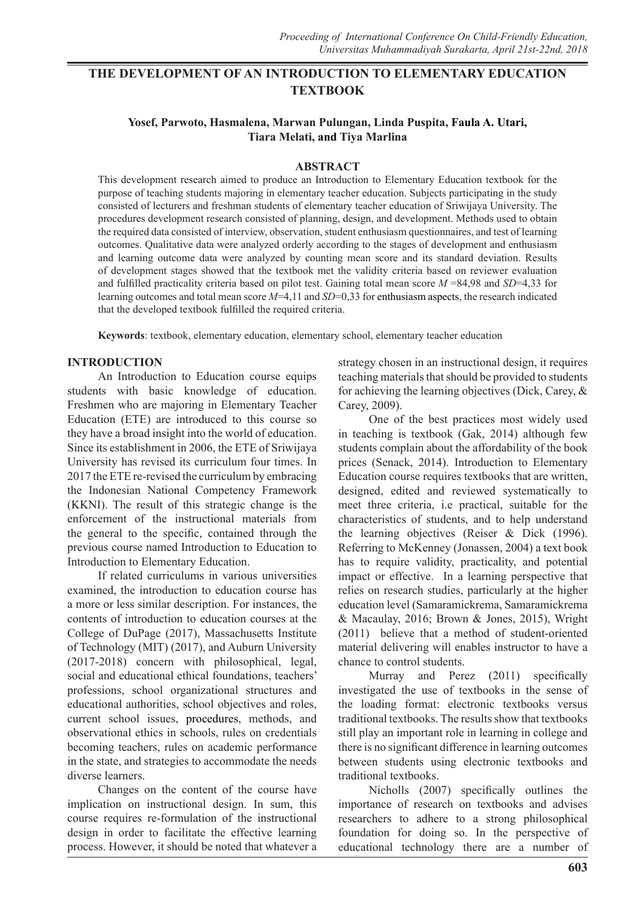# THE DEVELOPMENT OF AN INTRODUCTION TO ELEMENTARY EDUCATION TEXTBOOK

**Yosef, Parwoto, Hasmalena, Marwan Pulungan, Linda Puspita, Faula A. Utari, Tiara Melati, and Tiya Marlina**

## ABSTRACT

This development research aimed to produce an Introduction to Elementary Education textbook for the purpose of teaching students majoring in elementary teacher education. Subjects participating in the study consisted of lecturers and freshman students of elementary teacher education of Sriwijaya University. The procedures development research consisted of planning, design, and development. Methods used to obtain the required data consisted of interview, observation, student enthusiasm questionnaires, and test of learning outcomes. Qualitative data were analyzed orderly according to the stages of development and enthusiasm and learning outcome data were analyzed by counting mean score and its standard deviation. Results of development stages showed that the textbook met the validity criteria based on reviewer evaluation and fulfilled practicality criteria based on pilot test. Gaining total mean score $M$ =84,98 and $SD$=4,33 for learning outcomes and total mean score $M$=4,11 and $SD$=0,33 for enthusiasm aspects, the research indicated that the developed textbook fulfilled the required criteria.

**Keywords**: textbook, elementary education, elementary school, elementary teacher education

## INTRODUCTION

An Introduction to Education course equips students with basic knowledge of education. Freshmen who are majoring in Elementary Teacher Education (ETE) are introduced to this course so they have a broad insight into the world of education. Since its establishment in 2006, the ETE of Sriwijaya University has revised its curriculum four times. In 2017 the ETE re-revised the curriculum by embracing the Indonesian National Competency Framework (KKNI). The result of this strategic change is the enforcement of the instructional materials from the general to the specific, contained through the previous course named Introduction to Education to Introduction to Elementary Education.

If related curriculums in various universities examined, the introduction to education course has a more or less similar description. For instances, the contents of introduction to education courses at the College of DuPage (2017), Massachusetts Institute of Technology (MIT) (2017), and Auburn University (2017-2018) concern with philosophical, legal, social and educational ethical foundations, teachers' professions, school organizational structures and educational authorities, school objectives and roles, current school issues, procedures, methods, and observational ethics in schools, rules on credentials becoming teachers, rules on academic performance in the state, and strategies to accommodate the needs diverse learners.

Changes on the content of the course have implication on instructional design. In sum, this course requires re-formulation of the instructional design in order to facilitate the effective learning process. However, it should be noted that whatever a strategy chosen in an instructional design, it requires teaching materials that should be provided to students for achieving the learning objectives (Dick, Carey, & Carey, 2009).

One of the best practices most widely used in teaching is textbook (Gak, 2014) although few students complain about the affordability of the book prices (Senack, 2014). Introduction to Elementary Education course requires textbooks that are written, designed, edited and reviewed systematically to meet three criteria, i.e practical, suitable for the characteristics of students, and to help understand the learning objectives (Reiser & Dick (1996). Referring to McKenney (Jonassen, 2004) a text book has to require validity, practicality, and potential impact or effective. In a learning perspective that relies on research studies, particularly at the higher education level (Samaramickrema, Samaramickrema & Macaulay, 2016; Brown & Jones, 2015), Wright (2011) believe that a method of student-oriented material delivering will enables instructor to have a chance to control students.

Murray and Perez (2011) specifically investigated the use of textbooks in the sense of the loading format: electronic textbooks versus traditional textbooks. The results show that textbooks still play an important role in learning in college and there is no significant difference in learning outcomes between students using electronic textbooks and traditional textbooks.

Nicholls (2007) specifically outlines the importance of research on textbooks and advises researchers to adhere to a strong philosophical foundation for doing so. In the perspective of educational technology there are a number of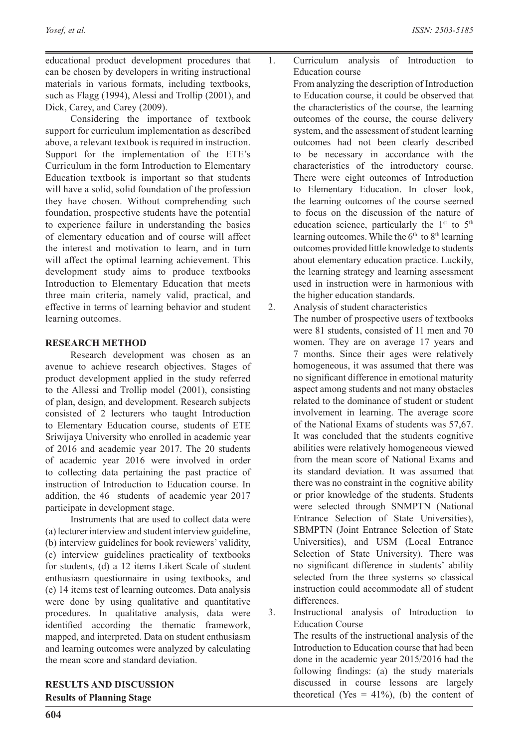educational product development procedures that can be chosen by developers in writing instructional materials in various formats, including textbooks, such as Flagg (1994), Alessi and Trollip (2001), and Dick, Carey, and Carey (2009).

Considering the importance of textbook support for curriculum implementation as described above, a relevant textbook is required in instruction. Support for the implementation of the ETE's Curriculum in the form Introduction to Elementary Education textbook is important so that students will have a solid, solid foundation of the profession they have chosen. Without comprehending such foundation, prospective students have the potential to experience failure in understanding the basics of elementary education and of course will affect the interest and motivation to learn, and in turn will affect the optimal learning achievement. This development study aims to produce textbooks Introduction to Elementary Education that meets three main criteria, namely valid, practical, and effective in terms of learning behavior and student learning outcomes.

## RESEARCH METHOD

Research development was chosen as an avenue to achieve research objectives. Stages of product development applied in the study referred to the Allessi and Trollip model (2001), consisting of plan, design, and development. Research subjects consisted of 2 lecturers who taught Introduction to Elementary Education course, students of ETE Sriwijaya University who enrolled in academic year of 2016 and academic year 2017. The 20 students of academic year 2016 were involved in order to collecting data pertaining the past practice of instruction of Introduction to Education course. In addition, the 46 students of academic year 2017 participate in development stage.

Instruments that are used to collect data were (a) lecturer interview and student interview guideline, (b) interview guidelines for book reviewers' validity, (c) interview guidelines practicality of textbooks for students, (d) a 12 items Likert Scale of student enthusiasm questionnaire in using textbooks, and (e) 14 items test of learning outcomes. Data analysis were done by using qualitative and quantitative procedures. In qualitative analysis, data were identified according the thematic framework, mapped, and interpreted. Data on student enthusiasm and learning outcomes were analyzed by calculating the mean score and standard deviation.

## RESULTS AND DISCUSSION

### Results of Planning Stage

1. Curriculum analysis of Introduction to Education course

   From analyzing the description of Introduction to Education course, it could be observed that the characteristics of the course, the learning outcomes of the course, the course delivery system, and the assessment of student learning outcomes had not been clearly described to be necessary in accordance with the characteristics of the introductory course. There were eight outcomes of Introduction to Elementary Education. In closer look, the learning outcomes of the course seemed to focus on the discussion of the nature of education science, particularly the 1st to 5th learning outcomes. While the 6th to 8th learning outcomes provided little knowledge to students about elementary education practice. Luckily, the learning strategy and learning assessment used in instruction were in harmonious with the higher education standards.

2. Analysis of student characteristics

   The number of prospective users of textbooks were 81 students, consisted of 11 men and 70 women. They are on average 17 years and 7 months. Since their ages were relatively homogeneous, it was assumed that there was no significant difference in emotional maturity aspect among students and not many obstacles related to the dominance of student or student involvement in learning. The average score of the National Exams of students was 57,67. It was concluded that the students cognitive abilities were relatively homogeneous viewed from the mean score of National Exams and its standard deviation. It was assumed that there was no constraint in the cognitive ability or prior knowledge of the students. Students were selected through SNMPTN (National Entrance Selection of State Universities), SBMPTN (Joint Entrance Selection of State Universities), and USM (Local Entrance Selection of State University). There was no significant difference in students' ability selected from the three systems so classical instruction could accommodate all of student differences.

3. Instructional analysis of Introduction to Education Course

   The results of the instructional analysis of the Introduction to Education course that had been done in the academic year 2015/2016 had the following findings: (a) the study materials discussed in course lessons are largely theoretical (Yes = 41%), (b) the content of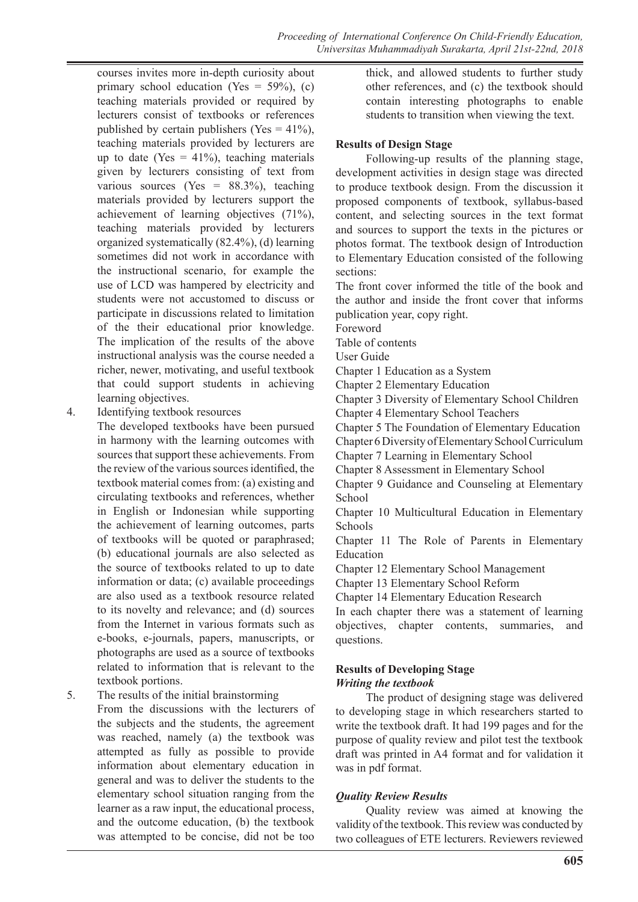courses invites more in-depth curiosity about primary school education (Yes = 59%), (c) teaching materials provided or required by lecturers consist of textbooks or references published by certain publishers (Yes = 41%), teaching materials provided by lecturers are up to date (Yes = 41%), teaching materials given by lecturers consisting of text from various sources (Yes = 88.3%), teaching materials provided by lecturers support the achievement of learning objectives (71%), teaching materials provided by lecturers organized systematically (82.4%), (d) learning sometimes did not work in accordance with the instructional scenario, for example the use of LCD was hampered by electricity and students were not accustomed to discuss or participate in discussions related to limitation of the their educational prior knowledge. The implication of the results of the above instructional analysis was the course needed a richer, newer, motivating, and useful textbook that could support students in achieving learning objectives.

4. Identifying textbook resources

   The developed textbooks have been pursued in harmony with the learning outcomes with sources that support these achievements. From the review of the various sources identified, the textbook material comes from: (a) existing and circulating textbooks and references, whether in English or Indonesian while supporting the achievement of learning outcomes, parts of textbooks will be quoted or paraphrased; (b) educational journals are also selected as the source of textbooks related to up to date information or data; (c) available proceedings are also used as a textbook resource related to its novelty and relevance; and (d) sources from the Internet in various formats such as e-books, e-journals, papers, manuscripts, or photographs are used as a source of textbooks related to information that is relevant to the textbook portions.

5. The results of the initial brainstorming

   From the discussions with the lecturers of the subjects and the students, the agreement was reached, namely (a) the textbook was attempted as fully as possible to provide information about elementary education in general and was to deliver the students to the elementary school situation ranging from the learner as a raw input, the educational process, and the outcome education, (b) the textbook was attempted to be concise, did not be too thick, and allowed students to further study other references, and (c) the textbook should contain interesting photographs to enable students to transition when viewing the text.

**Results of Design Stage**

Following-up results of the planning stage, development activities in design stage was directed to produce textbook design. From the discussion it proposed components of textbook, syllabus-based content, and selecting sources in the text format and sources to support the texts in the pictures or photos format. The textbook design of Introduction to Elementary Education consisted of the following sections:

The front cover informed the title of the book and the author and inside the front cover that informs publication year, copy right.

Foreword

Table of contents

User Guide

Chapter 1 Education as a System

Chapter 2 Elementary Education

Chapter 3 Diversity of Elementary School Children

Chapter 4 Elementary School Teachers

Chapter 5 The Foundation of Elementary Education

Chapter 6 Diversity of Elementary School Curriculum

Chapter 7 Learning in Elementary School

Chapter 8 Assessment in Elementary School

Chapter 9 Guidance and Counseling at Elementary School

Chapter 10 Multicultural Education in Elementary Schools

Chapter 11 The Role of Parents in Elementary Education

Chapter 12 Elementary School Management

Chapter 13 Elementary School Reform

Chapter 14 Elementary Education Research

In each chapter there was a statement of learning objectives, chapter contents, summaries, and questions.

**Results of Developing Stage**

***Writing the textbook***

The product of designing stage was delivered to developing stage in which researchers started to write the textbook draft. It had 199 pages and for the purpose of quality review and pilot test the textbook draft was printed in A4 format and for validation it was in pdf format.

***Quality Review Results***

Quality review was aimed at knowing the validity of the textbook. This review was conducted by two colleagues of ETE lecturers. Reviewers reviewed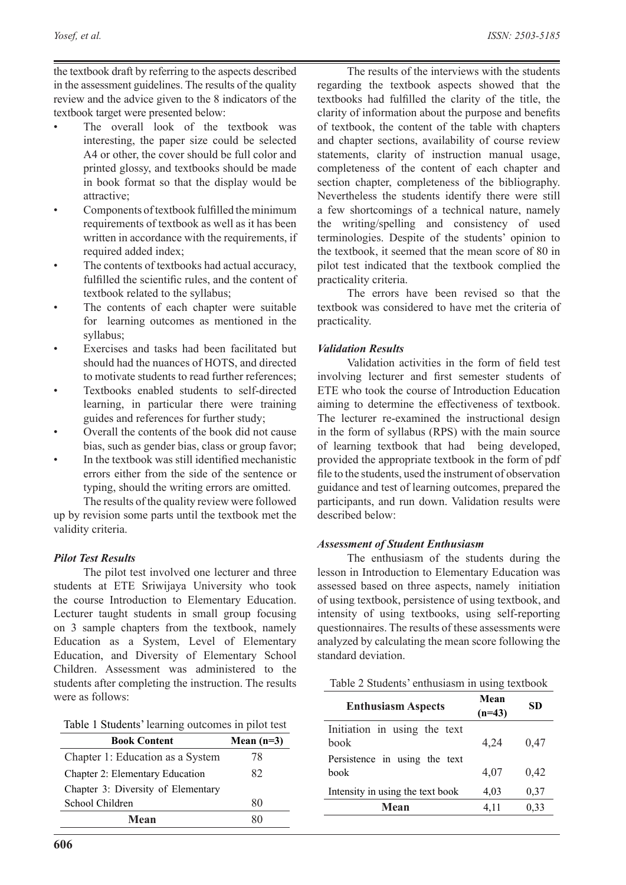the textbook draft by referring to the aspects described in the assessment guidelines. The results of the quality review and the advice given to the 8 indicators of the textbook target were presented below:

- The overall look of the textbook was interesting, the paper size could be selected A4 or other, the cover should be full color and printed glossy, and textbooks should be made in book format so that the display would be attractive;
- Components of textbook fulfilled the minimum requirements of textbook as well as it has been written in accordance with the requirements, if required added index;
- The contents of textbooks had actual accuracy, fulfilled the scientific rules, and the content of textbook related to the syllabus;
- The contents of each chapter were suitable for learning outcomes as mentioned in the syllabus;
- Exercises and tasks had been facilitated but should had the nuances of HOTS, and directed to motivate students to read further references;
- Textbooks enabled students to self-directed learning, in particular there were training guides and references for further study;
- Overall the contents of the book did not cause bias, such as gender bias, class or group favor;
- In the textbook was still identified mechanistic errors either from the side of the sentence or typing, should the writing errors are omitted.

The results of the quality review were followed up by revision some parts until the textbook met the validity criteria.

### *Pilot Test Results*

The pilot test involved one lecturer and three students at ETE Sriwijaya University who took the course Introduction to Elementary Education. Lecturer taught students in small group focusing on 3 sample chapters from the textbook, namely Education as a System, Level of Elementary Education, and Diversity of Elementary School Children. Assessment was administered to the students after completing the instruction. The results were as follows:

Table 1 Students' learning outcomes in pilot test

| Book Content | Mean (n=3) |
|---|---|
| Chapter 1: Education as a System | 78 |
| Chapter 2: Elementary Education | 82 |
| Chapter 3: Diversity of Elementary School Children | 80 |
| **Mean** | 80 |

The results of the interviews with the students regarding the textbook aspects showed that the textbooks had fulfilled the clarity of the title, the clarity of information about the purpose and benefits of textbook, the content of the table with chapters and chapter sections, availability of course review statements, clarity of instruction manual usage, completeness of the content of each chapter and section chapter, completeness of the bibliography. Nevertheless the students identify there were still a few shortcomings of a technical nature, namely the writing/spelling and consistency of used terminologies. Despite of the students' opinion to the textbook, it seemed that the mean score of 80 in pilot test indicated that the textbook complied the practicality criteria.

The errors have been revised so that the textbook was considered to have met the criteria of practicality.

### *Validation Results*

Validation activities in the form of field test involving lecturer and first semester students of ETE who took the course of Introduction Education aiming to determine the effectiveness of textbook. The lecturer re-examined the instructional design in the form of syllabus (RPS) with the main source of learning textbook that had being developed, provided the appropriate textbook in the form of pdf file to the students, used the instrument of observation guidance and test of learning outcomes, prepared the participants, and run down. Validation results were described below:

### *Assessment of Student Enthusiasm*

The enthusiasm of the students during the lesson in Introduction to Elementary Education was assessed based on three aspects, namely initiation of using textbook, persistence of using textbook, and intensity of using textbooks, using self-reporting questionnaires. The results of these assessments were analyzed by calculating the mean score following the standard deviation.

Table 2 Students' enthusiasm in using textbook

| Enthusiasm Aspects | Mean (n=43) | SD |
|---|---|---|
| Initiation in using the text book | 4,24 | 0,47 |
| Persistence in using the text book | 4,07 | 0,42 |
| Intensity in using the text book | 4,03 | 0,37 |
| **Mean** | 4,11 | 0,33 |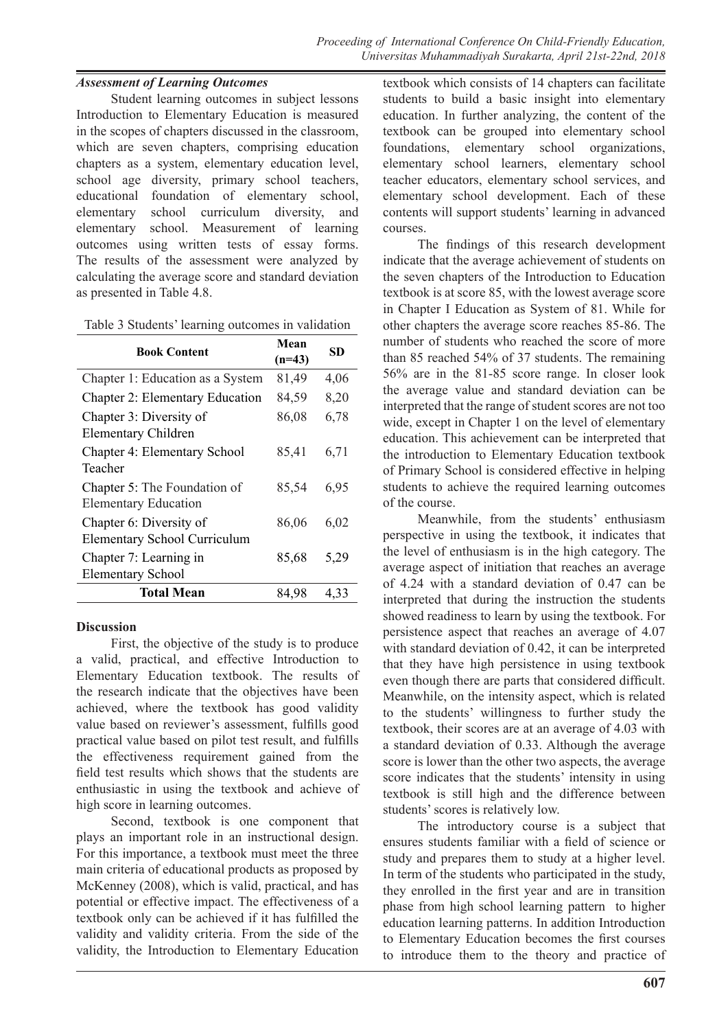***Assessment of Learning Outcomes***

Student learning outcomes in subject lessons Introduction to Elementary Education is measured in the scopes of chapters discussed in the classroom, which are seven chapters, comprising education chapters as a system, elementary education level, school age diversity, primary school teachers, educational foundation of elementary school, elementary school curriculum diversity, and elementary school. Measurement of learning outcomes using written tests of essay forms. The results of the assessment were analyzed by calculating the average score and standard deviation as presented in Table 4.8.

Table 3 Students' learning outcomes in validation

| Book Content | Mean (n=43) | SD |
|---|---|---|
| Chapter 1: Education as a System | 81,49 | 4,06 |
| Chapter 2: Elementary Education | 84,59 | 8,20 |
| Chapter 3: Diversity of Elementary Children | 86,08 | 6,78 |
| Chapter 4: Elementary School Teacher | 85,41 | 6,71 |
| Chapter 5: The Foundation of Elementary Education | 85,54 | 6,95 |
| Chapter 6: Diversity of Elementary School Curriculum | 86,06 | 6,02 |
| Chapter 7: Learning in Elementary School | 85,68 | 5,29 |
| **Total Mean** | 84,98 | 4,33 |

**Discussion**

First, the objective of the study is to produce a valid, practical, and effective Introduction to Elementary Education textbook. The results of the research indicate that the objectives have been achieved, where the textbook has good validity value based on reviewer's assessment, fulfills good practical value based on pilot test result, and fulfills the effectiveness requirement gained from the field test results which shows that the students are enthusiastic in using the textbook and achieve of high score in learning outcomes.

Second, textbook is one component that plays an important role in an instructional design. For this importance, a textbook must meet the three main criteria of educational products as proposed by McKenney (2008), which is valid, practical, and has potential or effective impact. The effectiveness of a textbook only can be achieved if it has fulfilled the validity and validity criteria. From the side of the validity, the Introduction to Elementary Education textbook which consists of 14 chapters can facilitate students to build a basic insight into elementary education. In further analyzing, the content of the textbook can be grouped into elementary school foundations, elementary school organizations, elementary school learners, elementary school teacher educators, elementary school services, and elementary school development. Each of these contents will support students' learning in advanced courses.

The findings of this research development indicate that the average achievement of students on the seven chapters of the Introduction to Education textbook is at score 85, with the lowest average score in Chapter I Education as System of 81. While for other chapters the average score reaches 85-86. The number of students who reached the score of more than 85 reached 54% of 37 students. The remaining 56% are in the 81-85 score range. In closer look the average value and standard deviation can be interpreted that the range of student scores are not too wide, except in Chapter 1 on the level of elementary education. This achievement can be interpreted that the introduction to Elementary Education textbook of Primary School is considered effective in helping students to achieve the required learning outcomes of the course.

Meanwhile, from the students' enthusiasm perspective in using the textbook, it indicates that the level of enthusiasm is in the high category. The average aspect of initiation that reaches an average of 4.24 with a standard deviation of 0.47 can be interpreted that during the instruction the students showed readiness to learn by using the textbook. For persistence aspect that reaches an average of 4.07 with standard deviation of 0.42, it can be interpreted that they have high persistence in using textbook even though there are parts that considered difficult. Meanwhile, on the intensity aspect, which is related to the students' willingness to further study the textbook, their scores are at an average of 4.03 with a standard deviation of 0.33. Although the average score is lower than the other two aspects, the average score indicates that the students' intensity in using textbook is still high and the difference between students' scores is relatively low.

The introductory course is a subject that ensures students familiar with a field of science or study and prepares them to study at a higher level. In term of the students who participated in the study, they enrolled in the first year and are in transition phase from high school learning pattern to higher education learning patterns. In addition Introduction to Elementary Education becomes the first courses to introduce them to the theory and practice of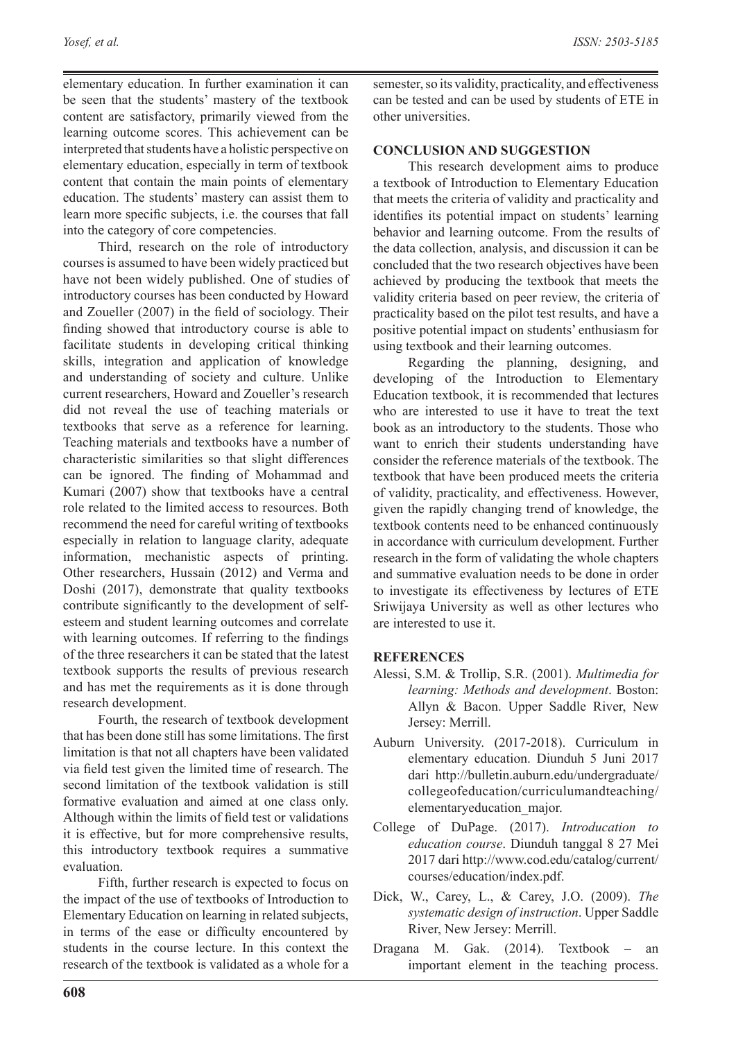elementary education. In further examination it can be seen that the students' mastery of the textbook content are satisfactory, primarily viewed from the learning outcome scores. This achievement can be interpreted that students have a holistic perspective on elementary education, especially in term of textbook content that contain the main points of elementary education. The students' mastery can assist them to learn more specific subjects, i.e. the courses that fall into the category of core competencies.

Third, research on the role of introductory courses is assumed to have been widely practiced but have not been widely published. One of studies of introductory courses has been conducted by Howard and Zoueller (2007) in the field of sociology. Their finding showed that introductory course is able to facilitate students in developing critical thinking skills, integration and application of knowledge and understanding of society and culture. Unlike current researchers, Howard and Zoueller's research did not reveal the use of teaching materials or textbooks that serve as a reference for learning. Teaching materials and textbooks have a number of characteristic similarities so that slight differences can be ignored. The finding of Mohammad and Kumari (2007) show that textbooks have a central role related to the limited access to resources. Both recommend the need for careful writing of textbooks especially in relation to language clarity, adequate information, mechanistic aspects of printing. Other researchers, Hussain (2012) and Verma and Doshi (2017), demonstrate that quality textbooks contribute significantly to the development of self-esteem and student learning outcomes and correlate with learning outcomes. If referring to the findings of the three researchers it can be stated that the latest textbook supports the results of previous research and has met the requirements as it is done through research development.

Fourth, the research of textbook development that has been done still has some limitations. The first limitation is that not all chapters have been validated via field test given the limited time of research. The second limitation of the textbook validation is still formative evaluation and aimed at one class only. Although within the limits of field test or validations it is effective, but for more comprehensive results, this introductory textbook requires a summative evaluation.

Fifth, further research is expected to focus on the impact of the use of textbooks of Introduction to Elementary Education on learning in related subjects, in terms of the ease or difficulty encountered by students in the course lecture. In this context the research of the textbook is validated as a whole for a semester, so its validity, practicality, and effectiveness can be tested and can be used by students of ETE in other universities.

## CONCLUSION AND SUGGESTION

This research development aims to produce a textbook of Introduction to Elementary Education that meets the criteria of validity and practicality and identifies its potential impact on students' learning behavior and learning outcome. From the results of the data collection, analysis, and discussion it can be concluded that the two research objectives have been achieved by producing the textbook that meets the validity criteria based on peer review, the criteria of practicality based on the pilot test results, and have a positive potential impact on students' enthusiasm for using textbook and their learning outcomes.

Regarding the planning, designing, and developing of the Introduction to Elementary Education textbook, it is recommended that lectures who are interested to use it have to treat the text book as an introductory to the students. Those who want to enrich their students understanding have consider the reference materials of the textbook. The textbook that have been produced meets the criteria of validity, practicality, and effectiveness. However, given the rapidly changing trend of knowledge, the textbook contents need to be enhanced continuously in accordance with curriculum development. Further research in the form of validating the whole chapters and summative evaluation needs to be done in order to investigate its effectiveness by lectures of ETE Sriwijaya University as well as other lectures who are interested to use it.

## REFERENCES

Alessi, S.M. & Trollip, S.R. (2001). *Multimedia for learning: Methods and development*. Boston: Allyn & Bacon. Upper Saddle River, New Jersey: Merrill.

Auburn University. (2017-2018). Curriculum in elementary education. Diunduh 5 Juni 2017 dari http://bulletin.auburn.edu/undergraduate/collegeofeducation/curriculumandteaching/elementaryeducation_major.

College of DuPage. (2017). *Introducation to education course*. Diunduh tanggal 8 27 Mei 2017 dari http://www.cod.edu/catalog/current/courses/education/index.pdf.

Dick, W., Carey, L., & Carey, J.O. (2009). *The systematic design of instruction*. Upper Saddle River, New Jersey: Merrill.

Dragana M. Gak. (2014). Textbook – an important element in the teaching process.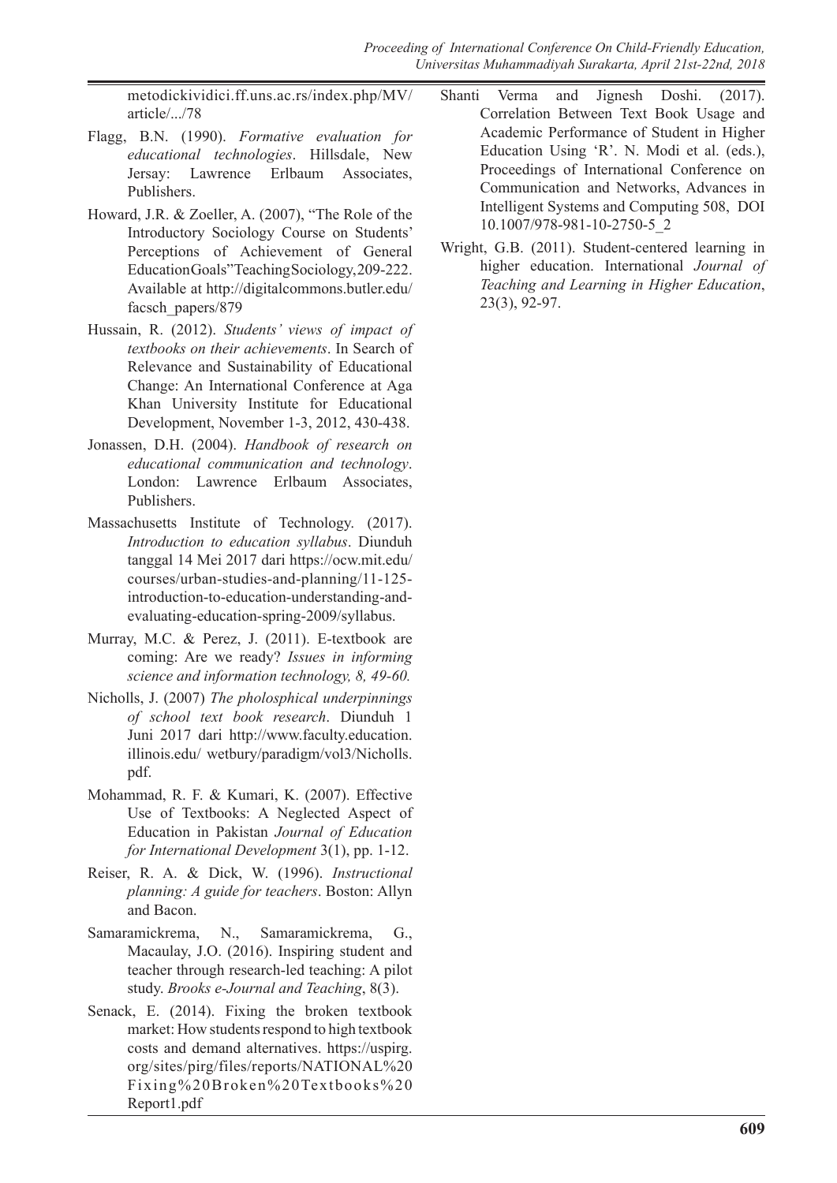metodickividici.ff.uns.ac.rs/index.php/MV/article/.../78

Flagg, B.N. (1990). *Formative evaluation for educational technologies*. Hillsdale, New Jersay: Lawrence Erlbaum Associates, Publishers.

Howard, J.R. & Zoeller, A. (2007), "The Role of the Introductory Sociology Course on Students' Perceptions of Achievement of General EducationGoals"TeachingSociology,209-222. Available at http://digitalcommons.butler.edu/facsch_papers/879

Hussain, R. (2012). *Students' views of impact of textbooks on their achievements*. In Search of Relevance and Sustainability of Educational Change: An International Conference at Aga Khan University Institute for Educational Development, November 1-3, 2012, 430-438.

Jonassen, D.H. (2004). *Handbook of research on educational communication and technology*. London: Lawrence Erlbaum Associates, Publishers.

Massachusetts Institute of Technology. (2017). *Introduction to education syllabus*. Diunduh tanggal 14 Mei 2017 dari https://ocw.mit.edu/courses/urban-studies-and-planning/11-125-introduction-to-education-understanding-and-evaluating-education-spring-2009/syllabus.

Murray, M.C. & Perez, J. (2011). E-textbook are coming: Are we ready? *Issues in informing science and information technology, 8, 49-60.*

Nicholls, J. (2007) *The pholosphical underpinnings of school text book research*. Diunduh 1 Juni 2017 dari http://www.faculty.education.illinois.edu/ wetbury/paradigm/vol3/Nicholls.pdf.

Mohammad, R. F. & Kumari, K. (2007). Effective Use of Textbooks: A Neglected Aspect of Education in Pakistan *Journal of Education for International Development* 3(1), pp. 1-12.

Reiser, R. A. & Dick, W. (1996). *Instructional planning: A guide for teachers*. Boston: Allyn and Bacon.

Samaramickrema, N., Samaramickrema, G., Macaulay, J.O. (2016). Inspiring student and teacher through research-led teaching: A pilot study. *Brooks e-Journal and Teaching*, 8(3).

Senack, E. (2014). Fixing the broken textbook market: How students respond to high textbook costs and demand alternatives. https://uspirg.org/sites/pirg/files/reports/NATIONAL%20Fixing%20Broken%20Textbooks%20Report1.pdf

Shanti Verma and Jignesh Doshi. (2017). Correlation Between Text Book Usage and Academic Performance of Student in Higher Education Using 'R'. N. Modi et al. (eds.), Proceedings of International Conference on Communication and Networks, Advances in Intelligent Systems and Computing 508, DOI 10.1007/978-981-10-2750-5_2

Wright, G.B. (2011). Student-centered learning in higher education. International *Journal of Teaching and Learning in Higher Education*, 23(3), 92-97.